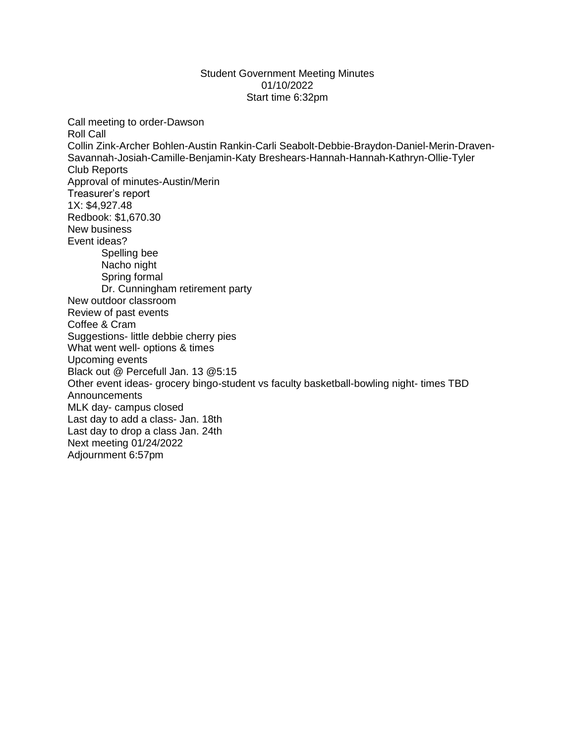Student Government Meeting Minutes
01/10/2022
Start time 6:32pm

Call meeting to order-Dawson
Roll Call
Collin Zink-Archer Bohlen-Austin Rankin-Carli Seabolt-Debbie-Braydon-Daniel-Merin-Draven-Savannah-Josiah-Camille-Benjamin-Katy Breshears-Hannah-Hannah-Kathryn-Ollie-Tyler
Club Reports
Approval of minutes-Austin/Merin
Treasurer's report
1X: $4,927.48
Redbook: $1,670.30
New business
Event ideas?

- Spelling bee
- Nacho night
- Spring formal
- Dr. Cunningham retirement party

New outdoor classroom
Review of past events
Coffee & Cram
Suggestions- little debbie cherry pies
What went well- options & times
Upcoming events
Black out @ Percefull Jan. 13 @5:15
Other event ideas- grocery bingo-student vs faculty basketball-bowling night- times TBD
Announcements
MLK day- campus closed
Last day to add a class- Jan. 18th
Last day to drop a class Jan. 24th
Next meeting 01/24/2022
Adjournment 6:57pm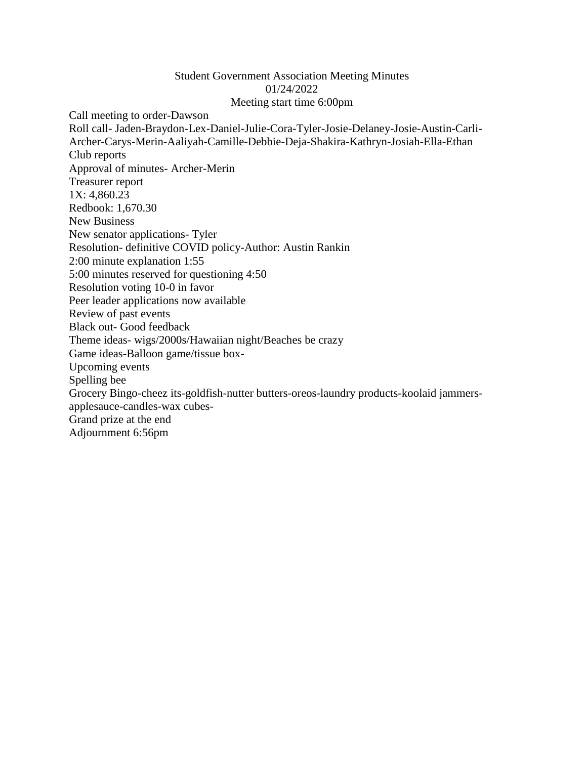Student Government Association Meeting Minutes
01/24/2022
Meeting start time 6:00pm

Call meeting to order-Dawson
Roll call- Jaden-Braydon-Lex-Daniel-Julie-Cora-Tyler-Josie-Delaney-Josie-Austin-Carli-Archer-Carys-Merin-Aaliyah-Camille-Debbie-Deja-Shakira-Kathryn-Josiah-Ella-Ethan
Club reports
Approval of minutes- Archer-Merin
Treasurer report
1X: 4,860.23
Redbook: 1,670.30
New Business
New senator applications- Tyler
Resolution- definitive COVID policy-Author: Austin Rankin
2:00 minute explanation 1:55
5:00 minutes reserved for questioning 4:50
Resolution voting 10-0 in favor
Peer leader applications now available
Review of past events
Black out- Good feedback
Theme ideas- wigs/2000s/Hawaiian night/Beaches be crazy
Game ideas-Balloon game/tissue box-
Upcoming events
Spelling bee
Grocery Bingo-cheez its-goldfish-nutter butters-oreos-laundry products-koolaid jammers-applesauce-candles-wax cubes-
Grand prize at the end
Adjournment 6:56pm